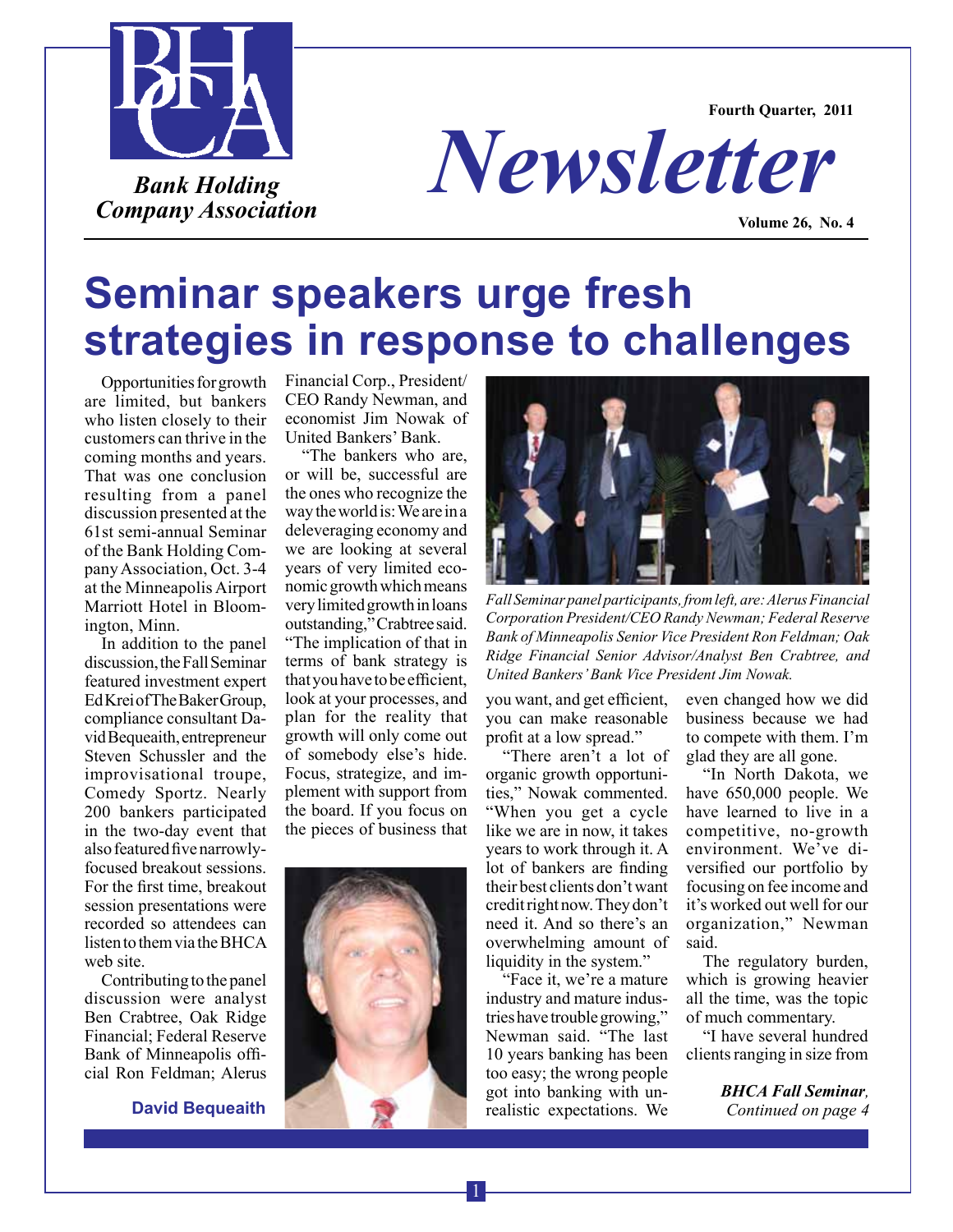**Bank Holding Company Association**

Fourth Quarter, 2011

# *Newsletter*

Volume 26, No. 4

# Seminar speakers urge fresh strategies in response to challenges

Opportunities for growth are limited, but bankers who listen closely to their customers can thrive in the coming months and years. That was one conclusion resulting from a panel discussion presented at the 61st semi-annual Seminar of the Bank Holding Company Association, Oct. 3-4 at the Minneapolis Airport Marriott Hotel in Bloomington, Minn.

In addition to the panel discussion, the Fall Seminar featured investment expert Ed Krei of The Baker Group, compliance consultant David Bequeaith, entrepreneur Steven Schussler and the improvisational troupe, Comedy Sportz. Nearly 200 bankers participated in the two-day event that also featured five narrowly-focused breakout sessions. For the first time, breakout session presentations were recorded so attendees can listen to them via the BHCA web site.

Contributing to the panel discussion were analyst Ben Crabtree, Oak Ridge Financial; Federal Reserve Bank of Minneapolis official Ron Feldman; Alerus Financial Corp., President/CEO Randy Newman, and economist Jim Nowak of United Bankers' Bank.

"The bankers who are, or will be, successful are the ones who recognize the way the world is: We are in a deleveraging economy and we are looking at several years of very limited economic growth which means very limited growth in loans outstanding," Crabtree said. "The implication of that in terms of bank strategy is that you have to be efficient, look at your processes, and plan for the reality that growth will only come out of somebody else's hide. Focus, strategize, and implement with support from the board. If you focus on the pieces of business that you want, and get efficient, you can make reasonable profit at a low spread."

**David Bequeaith**

*Fall Seminar panel participants, from left, are: Alerus Financial Corporation President/CEO Randy Newman; Federal Reserve Bank of Minneapolis Senior Vice President Ron Feldman; Oak Ridge Financial Senior Advisor/Analyst Ben Crabtree, and United Bankers' Bank Vice President Jim Nowak.*

"There aren't a lot of organic growth opportunities," Nowak commented. "When you get a cycle like we are in now, it takes years to work through it. A lot of bankers are finding their best clients don't want credit right now. They don't need it. And so there's an overwhelming amount of liquidity in the system."

"Face it, we're a mature industry and mature industries have trouble growing," Newman said. "The last 10 years banking has been too easy; the wrong people got into banking with unrealistic expectations. We even changed how we did business because we had to compete with them. I'm glad they are all gone.

"In North Dakota, we have 650,000 people. We have learned to live in a competitive, no-growth environment. We've diversified our portfolio by focusing on fee income and it's worked out well for our organization," Newman said.

The regulatory burden, which is growing heavier all the time, was the topic of much commentary.

"I have several hundred clients ranging in size from

***BHCA Fall Seminar**, Continued on page 4*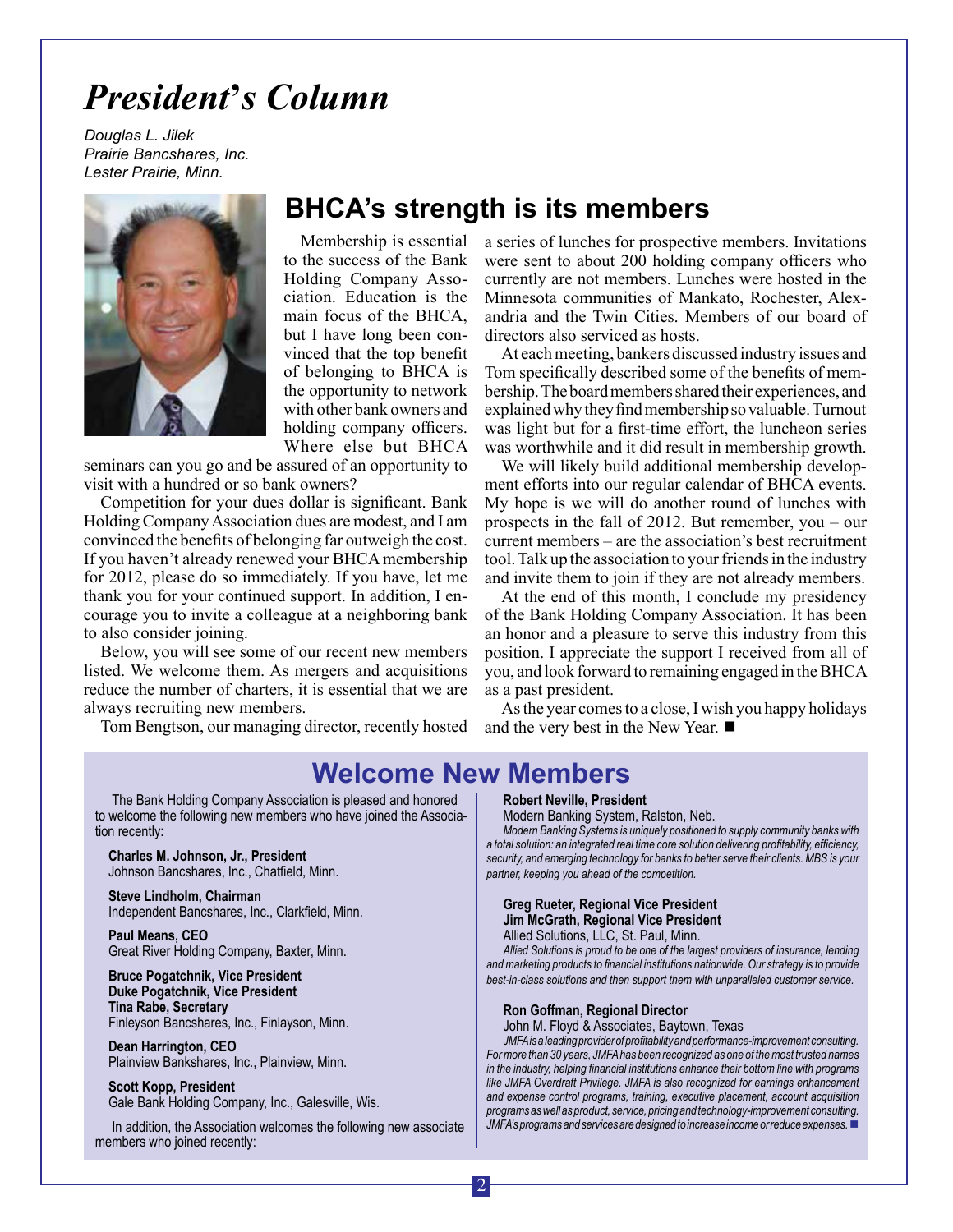# *President's Column*

*Douglas L. Jilek*
*Prairie Bancshares, Inc.*
*Lester Prairie, Minn.*

## BHCA's strength is its members

Membership is essential to the success of the Bank Holding Company Association. Education is the main focus of the BHCA, but I have long been convinced that the top benefit of belonging to BHCA is the opportunity to network with other bank owners and holding company officers. Where else but BHCA seminars can you go and be assured of an opportunity to visit with a hundred or so bank owners?

Competition for your dues dollar is significant. Bank Holding Company Association dues are modest, and I am convinced the benefits of belonging far outweigh the cost. If you haven't already renewed your BHCA membership for 2012, please do so immediately. If you have, let me thank you for your continued support. In addition, I encourage you to invite a colleague at a neighboring bank to also consider joining.

Below, you will see some of our recent new members listed. We welcome them. As mergers and acquisitions reduce the number of charters, it is essential that we are always recruiting new members.

Tom Bengtson, our managing director, recently hosted a series of lunches for prospective members. Invitations were sent to about 200 holding company officers who currently are not members. Lunches were hosted in the Minnesota communities of Mankato, Rochester, Alexandria and the Twin Cities. Members of our board of directors also serviced as hosts.

At each meeting, bankers discussed industry issues and Tom specifically described some of the benefits of membership. The board members shared their experiences, and explained why they find membership so valuable. Turnout was light but for a first-time effort, the luncheon series was worthwhile and it did result in membership growth.

We will likely build additional membership development efforts into our regular calendar of BHCA events. My hope is we will do another round of lunches with prospects in the fall of 2012. But remember, you – our current members – are the association's best recruitment tool. Talk up the association to your friends in the industry and invite them to join if they are not already members.

At the end of this month, I conclude my presidency of the Bank Holding Company Association. It has been an honor and a pleasure to serve this industry from this position. I appreciate the support I received from all of you, and look forward to remaining engaged in the BHCA as a past president.

As the year comes to a close, I wish you happy holidays and the very best in the New Year. ■

## Welcome New Members

The Bank Holding Company Association is pleased and honored to welcome the following new members who have joined the Association recently:

**Charles M. Johnson, Jr., President**
Johnson Bancshares, Inc., Chatfield, Minn.

**Steve Lindholm, Chairman**
Independent Bancshares, Inc., Clarkfield, Minn.

**Paul Means, CEO**
Great River Holding Company, Baxter, Minn.

**Bruce Pogatchnik, Vice President**
**Duke Pogatchnik, Vice President**
**Tina Rabe, Secretary**
Finleyson Bancshares, Inc., Finlayson, Minn.

**Dean Harrington, CEO**
Plainview Bankshares, Inc., Plainview, Minn.

**Scott Kopp, President**
Gale Bank Holding Company, Inc., Galesville, Wis.

In addition, the Association welcomes the following new associate members who joined recently:

**Robert Neville, President**
Modern Banking System, Ralston, Neb.
*Modern Banking Systems is uniquely positioned to supply community banks with a total solution: an integrated real time core solution delivering profitability, efficiency, security, and emerging technology for banks to better serve their clients. MBS is your partner, keeping you ahead of the competition.*

**Greg Rueter, Regional Vice President**
**Jim McGrath, Regional Vice President**
Allied Solutions, LLC, St. Paul, Minn.
*Allied Solutions is proud to be one of the largest providers of insurance, lending and marketing products to financial institutions nationwide. Our strategy is to provide best-in-class solutions and then support them with unparalleled customer service.*

**Ron Goffman, Regional Director**
John M. Floyd & Associates, Baytown, Texas
*JMFA is a leading provider of profitability and performance-improvement consulting. For more than 30 years, JMFA has been recognized as one of the most trusted names in the industry, helping financial institutions enhance their bottom line with programs like JMFA Overdraft Privilege. JMFA is also recognized for earnings enhancement and expense control programs, training, executive placement, account acquisition programs as well as product, service, pricing and technology-improvement consulting. JMFA's programs and services are designed to increase income or reduce expenses.* ■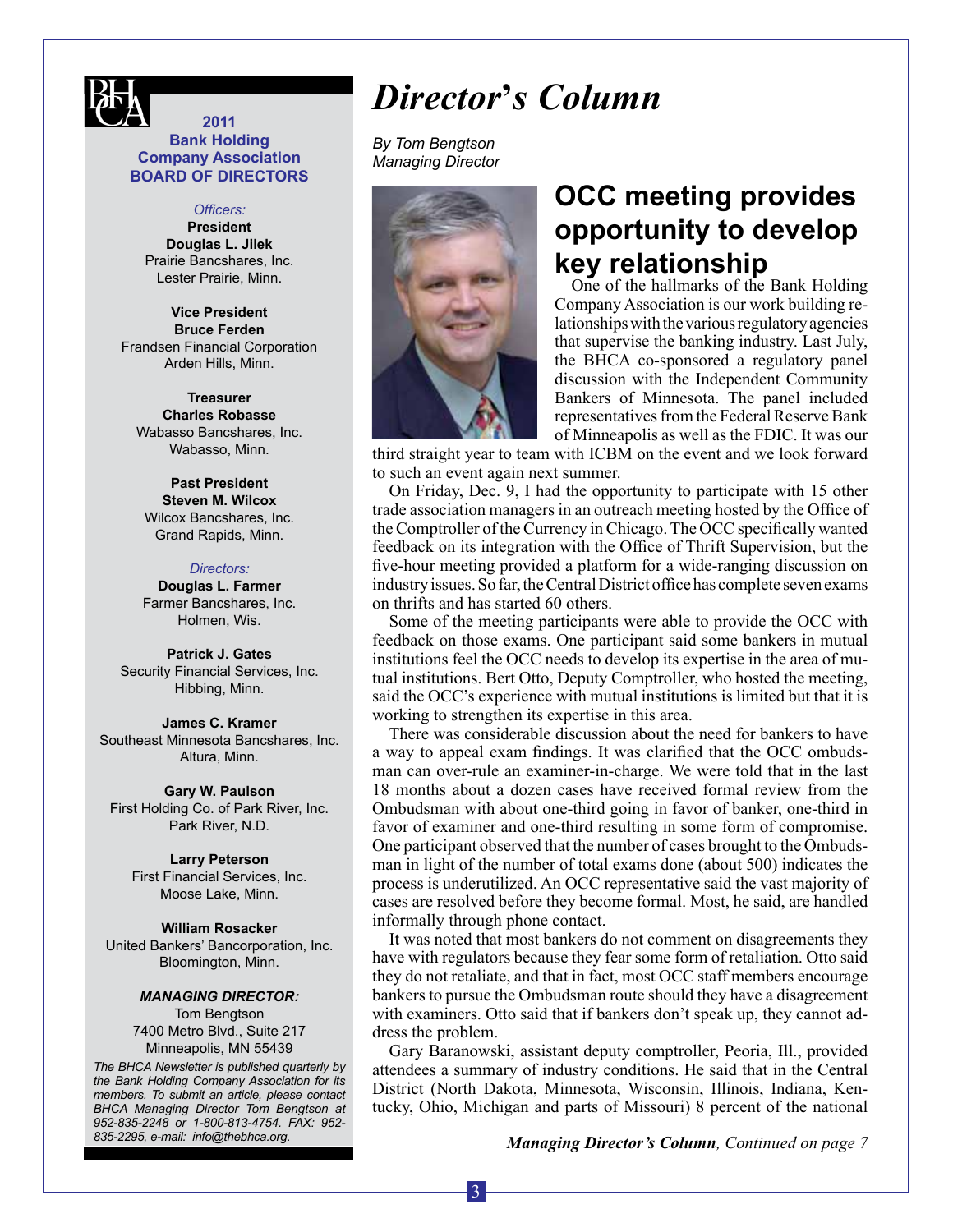**2011**
**Bank Holding Company Association**
**BOARD OF DIRECTORS**

*Officers:*

**President**
**Douglas L. Jilek**
Prairie Bancshares, Inc.
Lester Prairie, Minn.

**Vice President**
**Bruce Ferden**
Frandsen Financial Corporation
Arden Hills, Minn.

**Treasurer**
**Charles Robasse**
Wabasso Bancshares, Inc.
Wabasso, Minn.

**Past President**
**Steven M. Wilcox**
Wilcox Bancshares, Inc.
Grand Rapids, Minn.

*Directors:*

**Douglas L. Farmer**
Farmer Bancshares, Inc.
Holmen, Wis.

**Patrick J. Gates**
Security Financial Services, Inc.
Hibbing, Minn.

**James C. Kramer**
Southeast Minnesota Bancshares, Inc.
Altura, Minn.

**Gary W. Paulson**
First Holding Co. of Park River, Inc.
Park River, N.D.

**Larry Peterson**
First Financial Services, Inc.
Moose Lake, Minn.

**William Rosacker**
United Bankers' Bancorporation, Inc.
Bloomington, Minn.

***MANAGING DIRECTOR:***
Tom Bengtson
7400 Metro Blvd., Suite 217
Minneapolis, MN 55439

*The BHCA Newsletter is published quarterly by the Bank Holding Company Association for its members. To submit an article, please contact BHCA Managing Director Tom Bengtson at 952-835-2248 or 1-800-813-4754. FAX: 952-835-2295, e-mail: info@thebhca.org.*

# *Director's Column*

*By Tom Bengtson*
*Managing Director*

## OCC meeting provides opportunity to develop key relationship

One of the hallmarks of the Bank Holding Company Association is our work building relationships with the various regulatory agencies that supervise the banking industry. Last July, the BHCA co-sponsored a regulatory panel discussion with the Independent Community Bankers of Minnesota. The panel included representatives from the Federal Reserve Bank of Minneapolis as well as the FDIC. It was our third straight year to team with ICBM on the event and we look forward to such an event again next summer.

On Friday, Dec. 9, I had the opportunity to participate with 15 other trade association managers in an outreach meeting hosted by the Office of the Comptroller of the Currency in Chicago. The OCC specifically wanted feedback on its integration with the Office of Thrift Supervision, but the five-hour meeting provided a platform for a wide-ranging discussion on industry issues. So far, the Central District office has complete seven exams on thrifts and has started 60 others.

Some of the meeting participants were able to provide the OCC with feedback on those exams. One participant said some bankers in mutual institutions feel the OCC needs to develop its expertise in the area of mutual institutions. Bert Otto, Deputy Comptroller, who hosted the meeting, said the OCC's experience with mutual institutions is limited but that it is working to strengthen its expertise in this area.

There was considerable discussion about the need for bankers to have a way to appeal exam findings. It was clarified that the OCC ombudsman can over-rule an examiner-in-charge. We were told that in the last 18 months about a dozen cases have received formal review from the Ombudsman with about one-third going in favor of banker, one-third in favor of examiner and one-third resulting in some form of compromise. One participant observed that the number of cases brought to the Ombudsman in light of the number of total exams done (about 500) indicates the process is underutilized. An OCC representative said the vast majority of cases are resolved before they become formal. Most, he said, are handled informally through phone contact.

It was noted that most bankers do not comment on disagreements they have with regulators because they fear some form of retaliation. Otto said they do not retaliate, and that in fact, most OCC staff members encourage bankers to pursue the Ombudsman route should they have a disagreement with examiners. Otto said that if bankers don't speak up, they cannot address the problem.

Gary Baranowski, assistant deputy comptroller, Peoria, Ill., provided attendees a summary of industry conditions. He said that in the Central District (North Dakota, Minnesota, Wisconsin, Illinois, Indiana, Kentucky, Ohio, Michigan and parts of Missouri) 8 percent of the national

***Managing Director's Column**, Continued on page 7*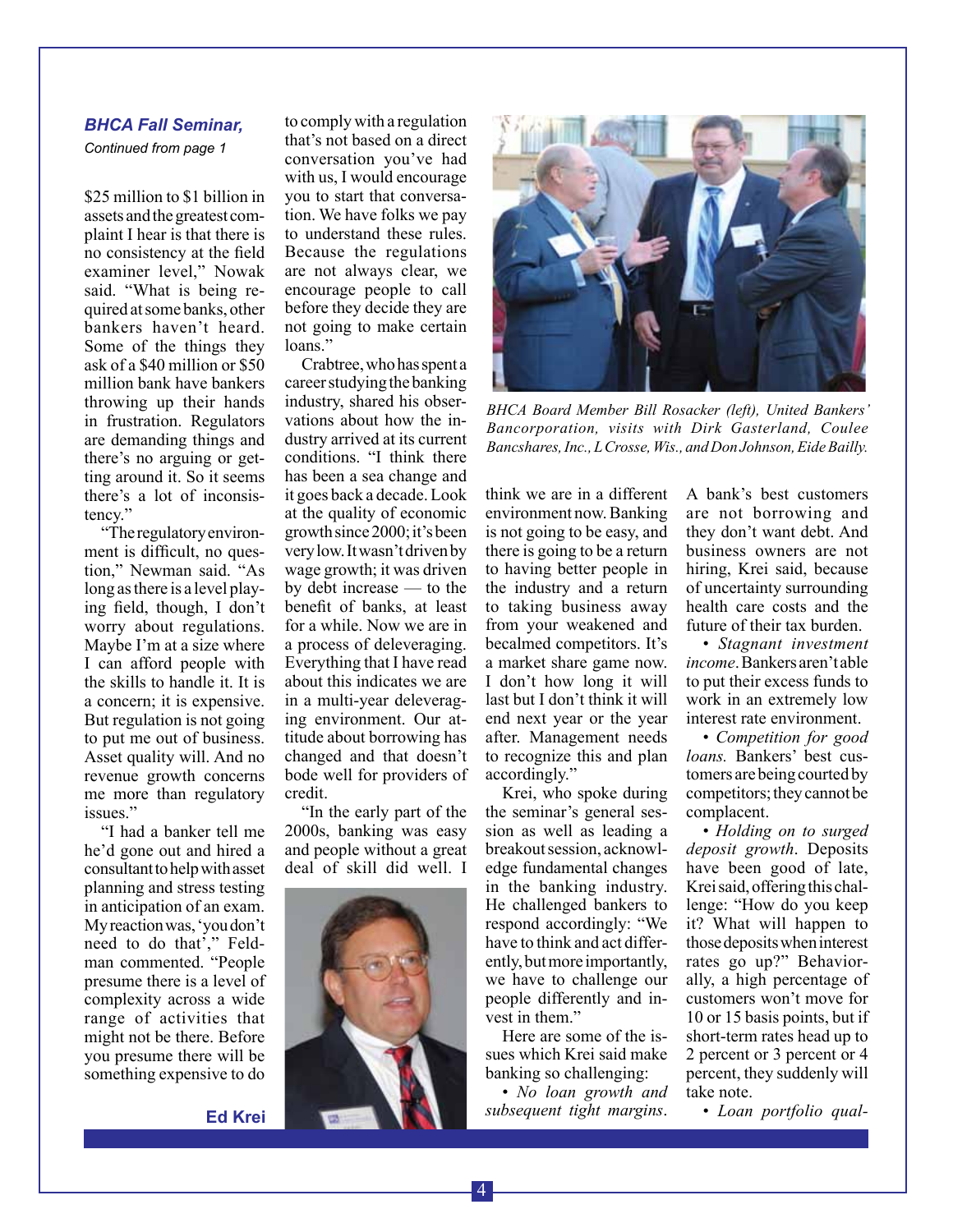***BHCA Fall Seminar,***
*Continued from page 1*

$25 million to $1 billion in assets and the greatest complaint I hear is that there is no consistency at the field examiner level," Nowak said. "What is being required at some banks, other bankers haven't heard. Some of the things they ask of a $40 million or $50 million bank have bankers throwing up their hands in frustration. Regulators are demanding things and there's no arguing or getting around it. So it seems there's a lot of inconsistency."

"The regulatory environment is difficult, no question," Newman said. "As long as there is a level playing field, though, I don't worry about regulations. Maybe I'm at a size where I can afford people with the skills to handle it. It is a concern; it is expensive. But regulation is not going to put me out of business. Asset quality will. And no revenue growth concerns me more than regulatory issues."

"I had a banker tell me he'd gone out and hired a consultant to help with asset planning and stress testing in anticipation of an exam. My reaction was, 'you don't need to do that'," Feldman commented. "People presume there is a level of complexity across a wide range of activities that might not be there. Before you presume there will be something expensive to do to comply with a regulation that's not based on a direct conversation you've had with us, I would encourage you to start that conversation. We have folks we pay to understand these rules. Because the regulations are not always clear, we encourage people to call before they decide they are not going to make certain loans."

Crabtree, who has spent a career studying the banking industry, shared his observations about how the industry arrived at its current conditions. "I think there has been a sea change and it goes back a decade. Look at the quality of economic growth since 2000; it's been very low. It wasn't driven by wage growth; it was driven by debt increase — to the benefit of banks, at least for a while. Now we are in a process of deleveraging. Everything that I have read about this indicates we are in a multi-year deleveraging environment. Our attitude about borrowing has changed and that doesn't bode well for providers of credit.

"In the early part of the 2000s, banking was easy and people without a great deal of skill did well. I think we are in a different environment now. Banking is not going to be easy, and there is going to be a return to having better people in the industry and a return to taking business away from your weakened and becalmed competitors. It's a market share game now. I don't how long it will last but I don't think it will end next year or the year after. Management needs to recognize this and plan accordingly."

**Ed Krei**

BHCA Board Member Bill Rosacker (left), United Bankers' Bancorporation, visits with Dirk Gasterland, Coulee Bancshares, Inc., L Crosse, Wis., and Don Johnson, Eide Bailly.

Krei, who spoke during the seminar's general session as well as leading a breakout session, acknowledge fundamental changes in the banking industry. He challenged bankers to respond accordingly: "We have to think and act differently, but more importantly, we have to challenge our people differently and invest in them."

Here are some of the issues which Krei said make banking so challenging:

• *No loan growth and subsequent tight margins.* A bank's best customers are not borrowing and they don't want debt. And business owners are not hiring, Krei said, because of uncertainty surrounding health care costs and the future of their tax burden.

• *Stagnant investment income*. Bankers aren't able to put their excess funds to work in an extremely low interest rate environment.

• *Competition for good loans.* Bankers' best customers are being courted by competitors; they cannot be complacent.

• *Holding on to surged deposit growth*. Deposits have been good of late, Krei said, offering this challenge: "How do you keep it? What will happen to those deposits when interest rates go up?" Behaviorally, a high percentage of customers won't move for 10 or 15 basis points, but if short-term rates head up to 2 percent or 3 percent or 4 percent, they suddenly will take note.

• *Loan portfolio qual-*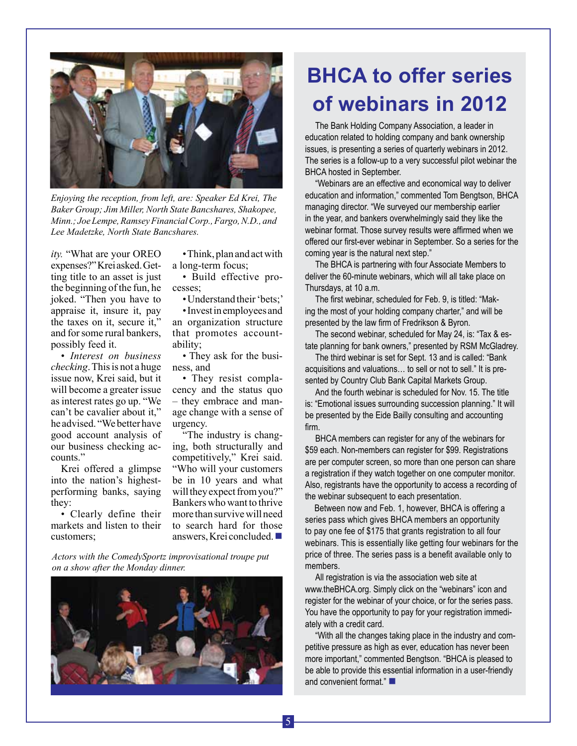*Enjoying the reception, from left, are: Speaker Ed Krei, The Baker Group; Jim Miller, North State Bancshares, Shakopee, Minn.; Joe Lempe, Ramsey Financial Corp., Fargo, N.D., and Lee Madetzke, North State Bancshares.*

*ity.* "What are your OREO expenses?" Krei asked. Getting title to an asset is just the beginning of the fun, he joked. "Then you have to appraise it, insure it, pay the taxes on it, secure it," and for some rural bankers, possibly feed it.

• *Interest on business checking*. This is not a huge issue now, Krei said, but it will become a greater issue as interest rates go up. "We can't be cavalier about it," he advised. "We better have good account analysis of our business checking accounts."

Krei offered a glimpse into the nation's highest-performing banks, saying they:

• Clearly define their markets and listen to their customers;

• Think, plan and act with a long-term focus;

• Build effective processes;

• Understand their 'bets;'

• Invest in employees and an organization structure that promotes accountability;

• They ask for the business, and

• They resist complacency and the status quo – they embrace and manage change with a sense of urgency.

"The industry is changing, both structurally and competitively," Krei said. "Who will your customers be in 10 years and what will they expect from you?" Bankers who want to thrive more than survive will need to search hard for those answers, Krei concluded. ■

*Actors with the ComedySportz improvisational troupe put on a show after the Monday dinner.*

# BHCA to offer series of webinars in 2012

The Bank Holding Company Association, a leader in education related to holding company and bank ownership issues, is presenting a series of quarterly webinars in 2012. The series is a follow-up to a very successful pilot webinar the BHCA hosted in September.

"Webinars are an effective and economical way to deliver education and information," commented Tom Bengtson, BHCA managing director. "We surveyed our membership earlier in the year, and bankers overwhelmingly said they like the webinar format. Those survey results were affirmed when we offered our first-ever webinar in September. So a series for the coming year is the natural next step."

The BHCA is partnering with four Associate Members to deliver the 60-minute webinars, which will all take place on Thursdays, at 10 a.m.

The first webinar, scheduled for Feb. 9, is titled: "Making the most of your holding company charter," and will be presented by the law firm of Fredrikson & Byron.

The second webinar, scheduled for May 24, is: "Tax & estate planning for bank owners," presented by RSM McGladrey.

The third webinar is set for Sept. 13 and is called: "Bank acquisitions and valuations… to sell or not to sell." It is presented by Country Club Bank Capital Markets Group.

And the fourth webinar is scheduled for Nov. 15. The title is: "Emotional issues surrounding succession planning." It will be presented by the Eide Bailly consulting and accounting firm.

BHCA members can register for any of the webinars for $59 each. Non-members can register for $99. Registrations are per computer screen, so more than one person can share a registration if they watch together on one computer monitor. Also, registrants have the opportunity to access a recording of the webinar subsequent to each presentation.

Between now and Feb. 1, however, BHCA is offering a series pass which gives BHCA members an opportunity to pay one fee of $175 that grants registration to all four webinars. This is essentially like getting four webinars for the price of three. The series pass is a benefit available only to members.

All registration is via the association web site at www.theBHCA.org. Simply click on the "webinars" icon and register for the webinar of your choice, or for the series pass. You have the opportunity to pay for your registration immediately with a credit card.

"With all the changes taking place in the industry and competitive pressure as high as ever, education has never been more important," commented Bengtson. "BHCA is pleased to be able to provide this essential information in a user-friendly and convenient format." ■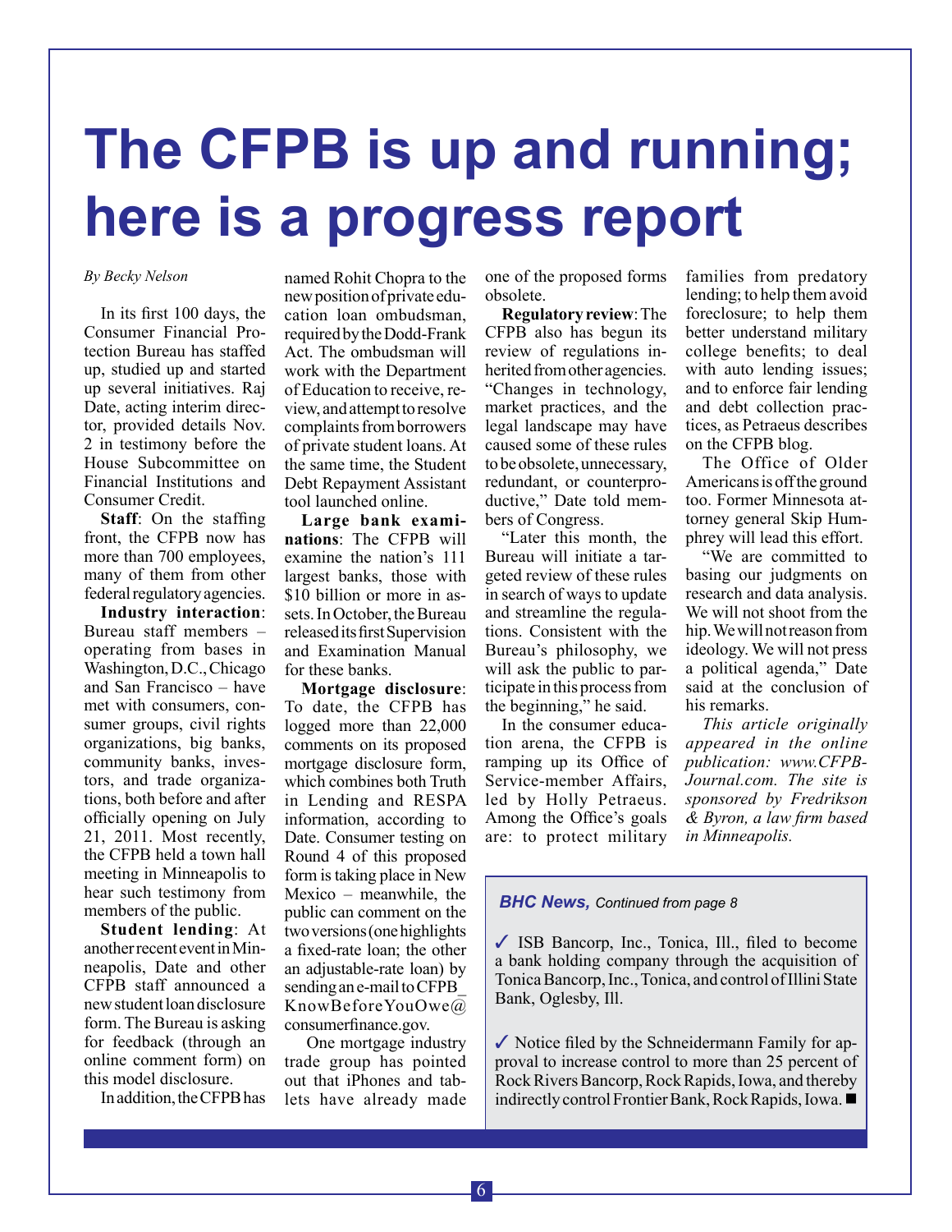# The CFPB is up and running; here is a progress report

*By Becky Nelson*

In its first 100 days, the Consumer Financial Protection Bureau has staffed up, studied up and started up several initiatives. Raj Date, acting interim director, provided details Nov. 2 in testimony before the House Subcommittee on Financial Institutions and Consumer Credit.

**Staff**: On the staffing front, the CFPB now has more than 700 employees, many of them from other federal regulatory agencies.

**Industry interaction**: Bureau staff members – operating from bases in Washington, D.C., Chicago and San Francisco – have met with consumers, consumer groups, civil rights organizations, big banks, community banks, investors, and trade organizations, both before and after officially opening on July 21, 2011. Most recently, the CFPB held a town hall meeting in Minneapolis to hear such testimony from members of the public.

**Student lending**: At another recent event in Minneapolis, Date and other CFPB staff announced a new student loan disclosure form. The Bureau is asking for feedback (through an online comment form) on this model disclosure.

In addition, the CFPB has named Rohit Chopra to the new position of private education loan ombudsman, required by the Dodd-Frank Act. The ombudsman will work with the Department of Education to receive, review, and attempt to resolve complaints from borrowers of private student loans. At the same time, the Student Debt Repayment Assistant tool launched online.

**Large bank examinations**: The CFPB will examine the nation's 111 largest banks, those with $10 billion or more in assets. In October, the Bureau released its first Supervision and Examination Manual for these banks.

**Mortgage disclosure**: To date, the CFPB has logged more than 22,000 comments on its proposed mortgage disclosure form, which combines both Truth in Lending and RESPA information, according to Date. Consumer testing on Round 4 of this proposed form is taking place in New Mexico – meanwhile, the public can comment on the two versions (one highlights a fixed-rate loan; the other an adjustable-rate loan) by sending an e-mail to CFPB_KnowBeforeYouOwe@consumerfinance.gov.

One mortgage industry trade group has pointed out that iPhones and tablets have already made one of the proposed forms obsolete.

**Regulatory review**: The CFPB also has begun its review of regulations inherited from other agencies. "Changes in technology, market practices, and the legal landscape may have caused some of these rules to be obsolete, unnecessary, redundant, or counterproductive," Date told members of Congress.

"Later this month, the Bureau will initiate a targeted review of these rules in search of ways to update and streamline the regulations. Consistent with the Bureau's philosophy, we will ask the public to participate in this process from the beginning," he said.

In the consumer education arena, the CFPB is ramping up its Office of Service-member Affairs, led by Holly Petraeus. Among the Office's goals are: to protect military families from predatory lending; to help them avoid foreclosure; to help them better understand military college benefits; to deal with auto lending issues; and to enforce fair lending and debt collection practices, as Petraeus describes on the CFPB blog.

The Office of Older Americans is off the ground too. Former Minnesota attorney general Skip Humphrey will lead this effort.

"We are committed to basing our judgments on research and data analysis. We will not shoot from the hip. We will not reason from ideology. We will not press a political agenda," Date said at the conclusion of his remarks.

*This article originally appeared in the online publication: www.CFPB-Journal.com. The site is sponsored by Fredrikson & Byron, a law firm based in Minneapolis.*

---

***BHC News,*** *Continued from page 8*

✓ ISB Bancorp, Inc., Tonica, Ill., filed to become a bank holding company through the acquisition of Tonica Bancorp, Inc., Tonica, and control of Illini State Bank, Oglesby, Ill.

✓ Notice filed by the Schneidermann Family for approval to increase control to more than 25 percent of Rock Rivers Bancorp, Rock Rapids, Iowa, and thereby indirectly control Frontier Bank, Rock Rapids, Iowa. ■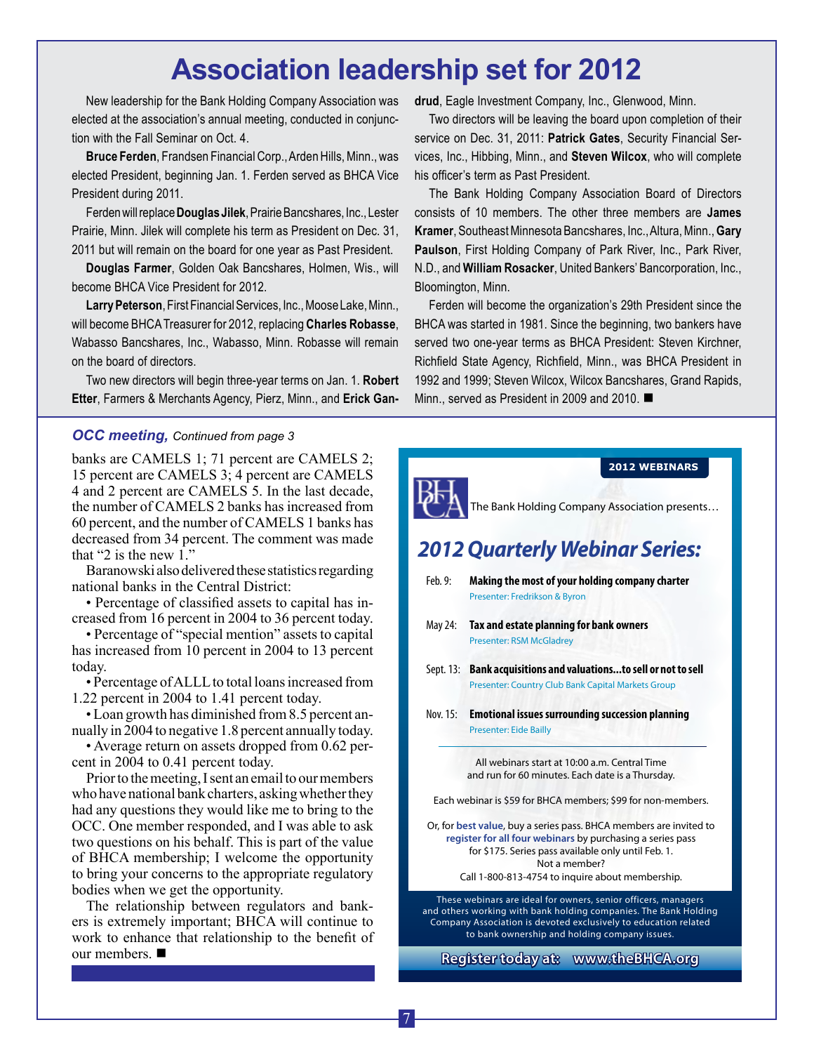# Association leadership set for 2012

New leadership for the Bank Holding Company Association was elected at the association's annual meeting, conducted in conjunction with the Fall Seminar on Oct. 4.

**Bruce Ferden**, Frandsen Financial Corp., Arden Hills, Minn., was elected President, beginning Jan. 1. Ferden served as BHCA Vice President during 2011.

Ferden will replace **Douglas Jilek**, Prairie Bancshares, Inc., Lester Prairie, Minn. Jilek will complete his term as President on Dec. 31, 2011 but will remain on the board for one year as Past President.

**Douglas Farmer**, Golden Oak Bancshares, Holmen, Wis., will become BHCA Vice President for 2012.

**Larry Peterson**, First Financial Services, Inc., Moose Lake, Minn., will become BHCA Treasurer for 2012, replacing **Charles Robasse**, Wabasso Bancshares, Inc., Wabasso, Minn. Robasse will remain on the board of directors.

Two new directors will begin three-year terms on Jan. 1. **Robert Etter**, Farmers & Merchants Agency, Pierz, Minn., and **Erick Gandrud**, Eagle Investment Company, Inc., Glenwood, Minn.

Two directors will be leaving the board upon completion of their service on Dec. 31, 2011: **Patrick Gates**, Security Financial Services, Inc., Hibbing, Minn., and **Steven Wilcox**, who will complete his officer's term as Past President.

The Bank Holding Company Association Board of Directors consists of 10 members. The other three members are **James Kramer**, Southeast Minnesota Bancshares, Inc., Altura, Minn., **Gary Paulson**, First Holding Company of Park River, Inc., Park River, N.D., and **William Rosacker**, United Bankers' Bancorporation, Inc., Bloomington, Minn.

Ferden will become the organization's 29th President since the BHCA was started in 1981. Since the beginning, two bankers have served two one-year terms as BHCA President: Steven Kirchner, Richfield State Agency, Richfield, Minn., was BHCA President in 1992 and 1999; Steven Wilcox, Wilcox Bancshares, Grand Rapids, Minn., served as President in 2009 and 2010. ■

***OCC meeting,*** *Continued from page 3*

banks are CAMELS 1; 71 percent are CAMELS 2; 15 percent are CAMELS 3; 4 percent are CAMELS 4 and 2 percent are CAMELS 5. In the last decade, the number of CAMELS 2 banks has increased from 60 percent, and the number of CAMELS 1 banks has decreased from 34 percent. The comment was made that "2 is the new 1."

Baranowski also delivered these statistics regarding national banks in the Central District:

- Percentage of classified assets to capital has increased from 16 percent in 2004 to 36 percent today.
- Percentage of "special mention" assets to capital has increased from 10 percent in 2004 to 13 percent today.
- Percentage of ALLL to total loans increased from 1.22 percent in 2004 to 1.41 percent today.
- Loan growth has diminished from 8.5 percent annually in 2004 to negative 1.8 percent annually today.
- Average return on assets dropped from 0.62 percent in 2004 to 0.41 percent today.

Prior to the meeting, I sent an email to our members who have national bank charters, asking whether they had any questions they would like me to bring to the OCC. One member responded, and I was able to ask two questions on his behalf. This is part of the value of BHCA membership; I welcome the opportunity to bring your concerns to the appropriate regulatory bodies when we get the opportunity.

The relationship between regulators and bankers is extremely important; BHCA will continue to work to enhance that relationship to the benefit of our members. ■

**2012 WEBINARS**

The Bank Holding Company Association presents…

## *2012 Quarterly Webinar Series:*

- Feb. 9: **Making the most of your holding company charter** — Presenter: Fredrikson & Byron
- May 24: **Tax and estate planning for bank owners** — Presenter: RSM McGladrey
- Sept. 13: **Bank acquisitions and valuations...to sell or not to sell** — Presenter: Country Club Bank Capital Markets Group
- Nov. 15: **Emotional issues surrounding succession planning** — Presenter: Eide Bailly

All webinars start at 10:00 a.m. Central Time and run for 60 minutes. Each date is a Thursday.

Each webinar is $59 for BHCA members; $99 for non-members.

Or, for **best value**, buy a series pass. BHCA members are invited to **register for all four webinars** by purchasing a series pass for $175. Series pass available only until Feb. 1.
Not a member?
Call 1-800-813-4754 to inquire about membership.

These webinars are ideal for owners, senior officers, managers and others working with bank holding companies. The Bank Holding Company Association is devoted exclusively to education related to bank ownership and holding company issues.

**Register today at: www.theBHCA.org**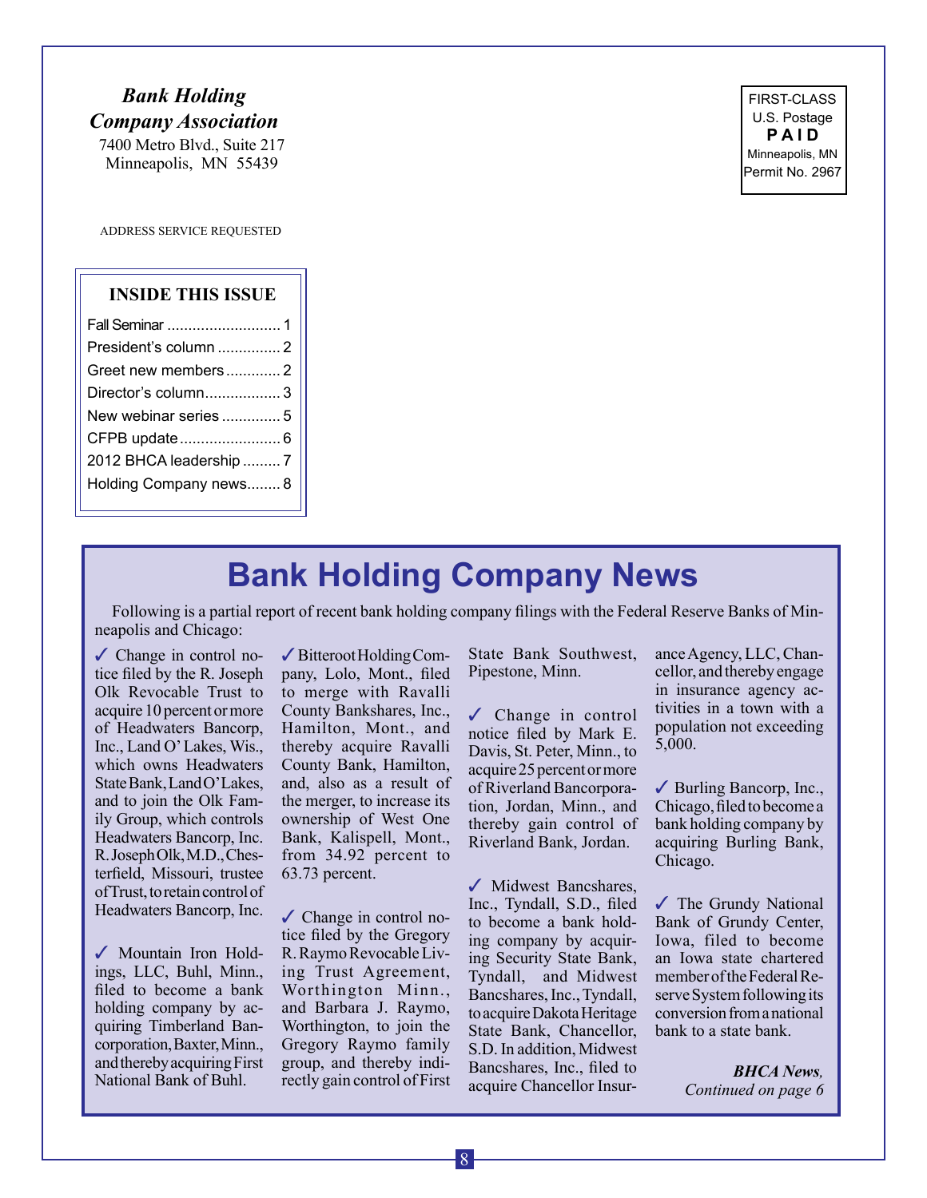***Bank Holding Company Association***
7400 Metro Blvd., Suite 217
Minneapolis, MN 55439

ADDRESS SERVICE REQUESTED

FIRST-CLASS
U.S. Postage
**PAID**
Minneapolis, MN
Permit No. 2967

**INSIDE THIS ISSUE**

| | |
|---|---|
| Fall Seminar | 1 |
| President's column | 2 |
| Greet new members | 2 |
| Director's column | 3 |
| New webinar series | 5 |
| CFPB update | 6 |
| 2012 BHCA leadership | 7 |
| Holding Company news | 8 |

# Bank Holding Company News

Following is a partial report of recent bank holding company filings with the Federal Reserve Banks of Minneapolis and Chicago:

✓ Change in control notice filed by the R. Joseph Olk Revocable Trust to acquire 10 percent or more of Headwaters Bancorp, Inc., Land O' Lakes, Wis., which owns Headwaters State Bank, Land O'Lakes, and to join the Olk Family Group, which controls Headwaters Bancorp, Inc. R. Joseph Olk, M.D., Chesterfield, Missouri, trustee of Trust, to retain control of Headwaters Bancorp, Inc.

✓ Mountain Iron Holdings, LLC, Buhl, Minn., filed to become a bank holding company by acquiring Timberland Bancorporation, Baxter, Minn., and thereby acquiring First National Bank of Buhl.

✓ Bitteroot Holding Company, Lolo, Mont., filed to merge with Ravalli County Bankshares, Inc., Hamilton, Mont., and thereby acquire Ravalli County Bank, Hamilton, and, also as a result of the merger, to increase its ownership of West One Bank, Kalispell, Mont., from 34.92 percent to 63.73 percent.

✓ Change in control notice filed by the Gregory R. Raymo Revocable Living Trust Agreement, Worthington Minn., and Barbara J. Raymo, Worthington, to join the Gregory Raymo family group, and thereby indirectly gain control of First State Bank Southwest, Pipestone, Minn.

✓ Change in control notice filed by Mark E. Davis, St. Peter, Minn., to acquire 25 percent or more of Riverland Bancorporation, Jordan, Minn., and thereby gain control of Riverland Bank, Jordan.

✓ Midwest Bancshares, Inc., Tyndall, S.D., filed to become a bank holding company by acquiring Security State Bank, Tyndall, and Midwest Bancshares, Inc., Tyndall, to acquire Dakota Heritage State Bank, Chancellor, S.D. In addition, Midwest Bancshares, Inc., filed to acquire Chancellor Insurance Agency, LLC, Chancellor, and thereby engage in insurance agency activities in a town with a population not exceeding 5,000.

✓ Burling Bancorp, Inc., Chicago, filed to become a bank holding company by acquiring Burling Bank, Chicago.

✓ The Grundy National Bank of Grundy Center, Iowa, filed to become an Iowa state chartered member of the Federal Reserve System following its conversion from a national bank to a state bank.

***BHCA News,***
*Continued on page 6*